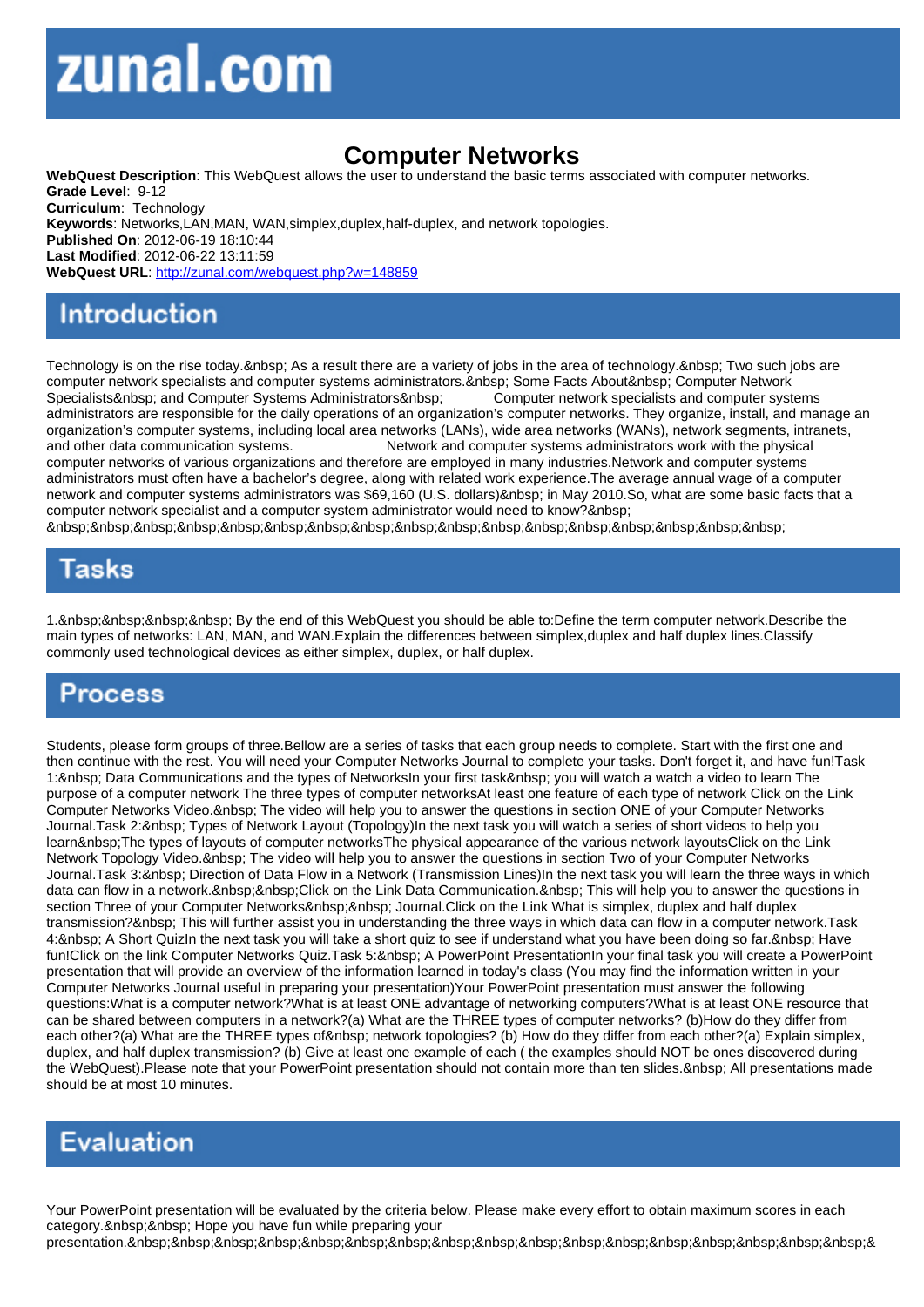# zunal.com

# Computer Networks

**WebQuest Description**: This WebQuest allows the user to understand the basic terms associated with computer networks.
**Grade Level**: 9-12
**Curriculum**: Technology
**Keywords**: Networks,LAN,MAN, WAN,simplex,duplex,half-duplex, and network topologies.
**Published On**: 2012-06-19 18:10:44
**Last Modified**: 2012-06-22 13:11:59
**WebQuest URL**: http://zunal.com/webquest.php?w=148859

## Introduction

Technology is on the rise today.&nbsp; As a result there are a variety of jobs in the area of technology.&nbsp; Two such jobs are computer network specialists and computer systems administrators.&nbsp; Some Facts About&nbsp; Computer Network Specialists&nbsp; and Computer Systems Administrators&nbsp; Computer network specialists and computer systems administrators are responsible for the daily operations of an organization's computer networks. They organize, install, and manage an organization's computer systems, including local area networks (LANs), wide area networks (WANs), network segments, intranets, and other data communication systems. Network and computer systems administrators work with the physical computer networks of various organizations and therefore are employed in many industries.Network and computer systems administrators must often have a bachelor's degree, along with related work experience.The average annual wage of a computer network and computer systems administrators was $69,160 (U.S. dollars)&nbsp; in May 2010.So, what are some basic facts that a computer network specialist and a computer system administrator would need to know?&nbsp;
&nbsp;&nbsp;&nbsp;&nbsp;&nbsp;&nbsp;&nbsp;&nbsp;&nbsp;&nbsp;&nbsp;&nbsp;&nbsp;&nbsp;&nbsp;&nbsp;&nbsp;

## Tasks

1.&nbsp;&nbsp;&nbsp;&nbsp; By the end of this WebQuest you should be able to:Define the term computer network.Describe the main types of networks: LAN, MAN, and WAN.Explain the differences between simplex,duplex and half duplex lines.Classify commonly used technological devices as either simplex, duplex, or half duplex.

## Process

Students, please form groups of three.Bellow are a series of tasks that each group needs to complete. Start with the first one and then continue with the rest. You will need your Computer Networks Journal to complete your tasks. Don't forget it, and have fun!Task 1:&nbsp; Data Communications and the types of NetworksIn your first task&nbsp; you will watch a watch a video to learn The purpose of a computer network The three types of computer networksAt least one feature of each type of network Click on the Link Computer Networks Video.&nbsp; The video will help you to answer the questions in section ONE of your Computer Networks Journal.Task 2:&nbsp; Types of Network Layout (Topology)In the next task you will watch a series of short videos to help you learn&nbsp;The types of layouts of computer networksThe physical appearance of the various network layoutsClick on the Link Network Topology Video.&nbsp; The video will help you to answer the questions in section Two of your Computer Networks Journal.Task 3:&nbsp; Direction of Data Flow in a Network (Transmission Lines)In the next task you will learn the three ways in which data can flow in a network.&nbsp;&nbsp;Click on the Link Data Communication.&nbsp; This will help you to answer the questions in section Three of your Computer Networks&nbsp;&nbsp; Journal.Click on the Link What is simplex, duplex and half duplex transmission?&nbsp; This will further assist you in understanding the three ways in which data can flow in a computer network.Task 4:&nbsp; A Short QuizIn the next task you will take a short quiz to see if understand what you have been doing so far.&nbsp; Have fun!Click on the link Computer Networks Quiz.Task 5:&nbsp; A PowerPoint PresentationIn your final task you will create a PowerPoint presentation that will provide an overview of the information learned in today's class (You may find the information written in your Computer Networks Journal useful in preparing your presentation)Your PowerPoint presentation must answer the following questions:What is a computer network?What is at least ONE advantage of networking computers?What is at least ONE resource that can be shared between computers in a network?(a) What are the THREE types of computer networks? (b)How do they differ from each other?(a) What are the THREE types of&nbsp; network topologies? (b) How do they differ from each other?(a) Explain simplex, duplex, and half duplex transmission? (b) Give at least one example of each ( the examples should NOT be ones discovered during the WebQuest).Please note that your PowerPoint presentation should not contain more than ten slides.&nbsp; All presentations made should be at most 10 minutes.

## Evaluation

Your PowerPoint presentation will be evaluated by the criteria below. Please make every effort to obtain maximum scores in each category.&nbsp;&nbsp; Hope you have fun while preparing your presentation.&nbsp;&nbsp;&nbsp;&nbsp;&nbsp;&nbsp;&nbsp;&nbsp;&nbsp;&nbsp;&nbsp;&nbsp;&nbsp;&nbsp;&nbsp;&nbsp;&nbsp;&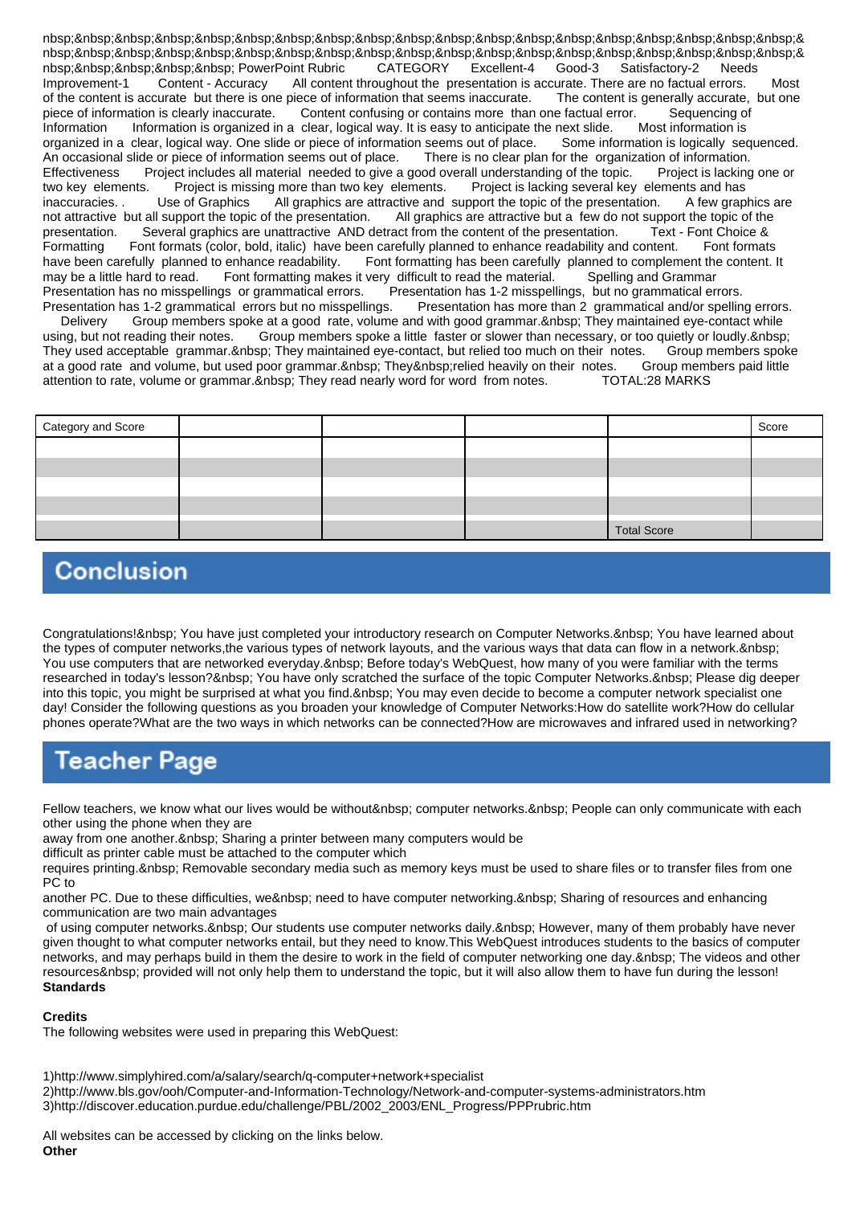nbsp;&nbsp;&nbsp;&nbsp;&nbsp;&nbsp;&nbsp;&nbsp;&nbsp;&nbsp;&nbsp;&nbsp;&nbsp;&nbsp;&nbsp;&nbsp;&nbsp;&nbsp;&nbsp;&nbsp;& nbsp;&nbsp;&nbsp;&nbsp;&nbsp;&nbsp;&nbsp;&nbsp;&nbsp;&nbsp;&nbsp;&nbsp;&nbsp;&nbsp;&nbsp;&nbsp;&nbsp;&nbsp;&nbsp;&nbsp;& nbsp;&nbsp;&nbsp;&nbsp;&nbsp; PowerPoint Rubric  CATEGORY  Excellent-4  Good-3  Satisfactory-2  Needs Improvement-1  Content - Accuracy  All content throughout the presentation is accurate. There are no factual errors.  Most of the content is accurate but there is one piece of information that seems inaccurate.  The content is generally accurate, but one piece of information is clearly inaccurate.  Content confusing or contains more than one factual error.  Sequencing of Information  Information is organized in a clear, logical way. It is easy to anticipate the next slide.  Most information is organized in a clear, logical way. One slide or piece of information seems out of place.  Some information is logically sequenced. An occasional slide or piece of information seems out of place.  There is no clear plan for the organization of information. Effectiveness  Project includes all material needed to give a good overall understanding of the topic.  Project is lacking one or two key elements.  Project is missing more than two key elements.  Project is lacking several key elements and has inaccuracies. .  Use of Graphics  All graphics are attractive and support the topic of the presentation.  A few graphics are not attractive but all support the topic of the presentation.  All graphics are attractive but a few do not support the topic of the presentation.  Several graphics are unattractive AND detract from the content of the presentation.  Text - Font Choice & Formatting  Font formats (color, bold, italic) have been carefully planned to enhance readability and content.  Font formats have been carefully planned to enhance readability.  Font formatting has been carefully planned to complement the content. It may be a little hard to read.  Font formatting makes it very difficult to read the material.  Spelling and Grammar  Presentation has no misspellings or grammatical errors.  Presentation has 1-2 misspellings, but no grammatical errors. Presentation has 1-2 grammatical errors but no misspellings.  Presentation has more than 2 grammatical and/or spelling errors.  Delivery  Group members spoke at a good rate, volume and with good grammar.&nbsp; They maintained eye-contact while using, but not reading their notes.  Group members spoke a little faster or slower than necessary, or too quietly or loudly.&nbsp; They used acceptable grammar.&nbsp; They maintained eye-contact, but relied too much on their notes.  Group members spoke at a good rate and volume, but used poor grammar.&nbsp; They&nbsp;relied heavily on their notes.  Group members paid little attention to rate, volume or grammar.&nbsp; They read nearly word for word from notes.  TOTAL:28 MARKS

| Category and Score | | | | | Score |
|---|---|---|---|---|---|
| | | | | | |
| | | | | | |
| | | | | | |
| | | | | | |
| | | | | Total Score | |

## Conclusion

Congratulations!&nbsp; You have just completed your introductory research on Computer Networks.&nbsp; You have learned about the types of computer networks,the various types of network layouts, and the various ways that data can flow in a network.&nbsp; You use computers that are networked everyday.&nbsp; Before today's WebQuest, how many of you were familiar with the terms researched in today's lesson?&nbsp; You have only scratched the surface of the topic Computer Networks.&nbsp; Please dig deeper into this topic, you might be surprised at what you find.&nbsp; You may even decide to become a computer network specialist one day! Consider the following questions as you broaden your knowledge of Computer Networks:How do satellite work?How do cellular phones operate?What are the two ways in which networks can be connected?How are microwaves and infrared used in networking?

## Teacher Page

Fellow teachers, we know what our lives would be without&nbsp; computer networks.&nbsp; People can only communicate with each other using the phone when they are
away from one another.&nbsp; Sharing a printer between many computers would be
difficult as printer cable must be attached to the computer which
requires printing.&nbsp; Removable secondary media such as memory keys must be used to share files or to transfer files from one PC to
another PC. Due to these difficulties, we&nbsp; need to have computer networking.&nbsp; Sharing of resources and enhancing communication are two main advantages
of using computer networks.&nbsp; Our students use computer networks daily.&nbsp; However, many of them probably have never given thought to what computer networks entail, but they need to know.This WebQuest introduces students to the basics of computer networks, and may perhaps build in them the desire to work in the field of computer networking one day.&nbsp; The videos and other resources&nbsp; provided will not only help them to understand the topic, but it will also allow them to have fun during the lesson!

**Standards**

**Credits**

The following websites were used in preparing this WebQuest:

1)http://www.simplyhired.com/a/salary/search/q-computer+network+specialist
2)http://www.bls.gov/ooh/Computer-and-Information-Technology/Network-and-computer-systems-administrators.htm
3)http://discover.education.purdue.edu/challenge/PBL/2002_2003/ENL_Progress/PPPrubric.htm

All websites can be accessed by clicking on the links below.

**Other**